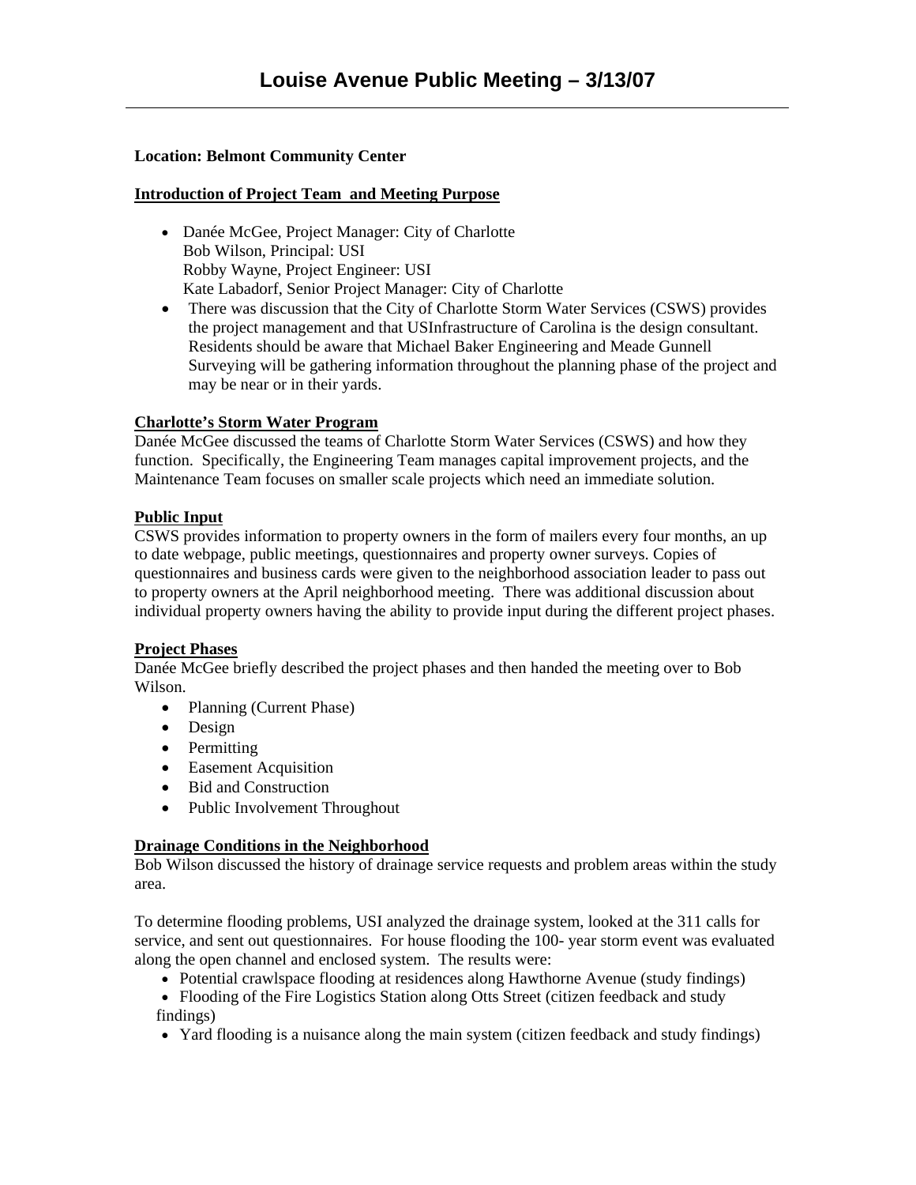# Louise Avenue Public Meeting – 3/13/07

**Location: Belmont Community Center**

**Introduction of Project Team and Meeting Purpose**

- Danée McGee, Project Manager: City of Charlotte
  Bob Wilson, Principal: USI
  Robby Wayne, Project Engineer: USI
  Kate Labadorf, Senior Project Manager: City of Charlotte
- There was discussion that the City of Charlotte Storm Water Services (CSWS) provides the project management and that USInfrastructure of Carolina is the design consultant. Residents should be aware that Michael Baker Engineering and Meade Gunnell Surveying will be gathering information throughout the planning phase of the project and may be near or in their yards.

**Charlotte's Storm Water Program**

Danée McGee discussed the teams of Charlotte Storm Water Services (CSWS) and how they function. Specifically, the Engineering Team manages capital improvement projects, and the Maintenance Team focuses on smaller scale projects which need an immediate solution.

**Public Input**

CSWS provides information to property owners in the form of mailers every four months, an up to date webpage, public meetings, questionnaires and property owner surveys. Copies of questionnaires and business cards were given to the neighborhood association leader to pass out to property owners at the April neighborhood meeting. There was additional discussion about individual property owners having the ability to provide input during the different project phases.

**Project Phases**

Danée McGee briefly described the project phases and then handed the meeting over to Bob Wilson.

- Planning (Current Phase)
- Design
- Permitting
- Easement Acquisition
- Bid and Construction
- Public Involvement Throughout

**Drainage Conditions in the Neighborhood**

Bob Wilson discussed the history of drainage service requests and problem areas within the study area.

To determine flooding problems, USI analyzed the drainage system, looked at the 311 calls for service, and sent out questionnaires. For house flooding the 100- year storm event was evaluated along the open channel and enclosed system. The results were:

- Potential crawlspace flooding at residences along Hawthorne Avenue (study findings)
- Flooding of the Fire Logistics Station along Otts Street (citizen feedback and study findings)
- Yard flooding is a nuisance along the main system (citizen feedback and study findings)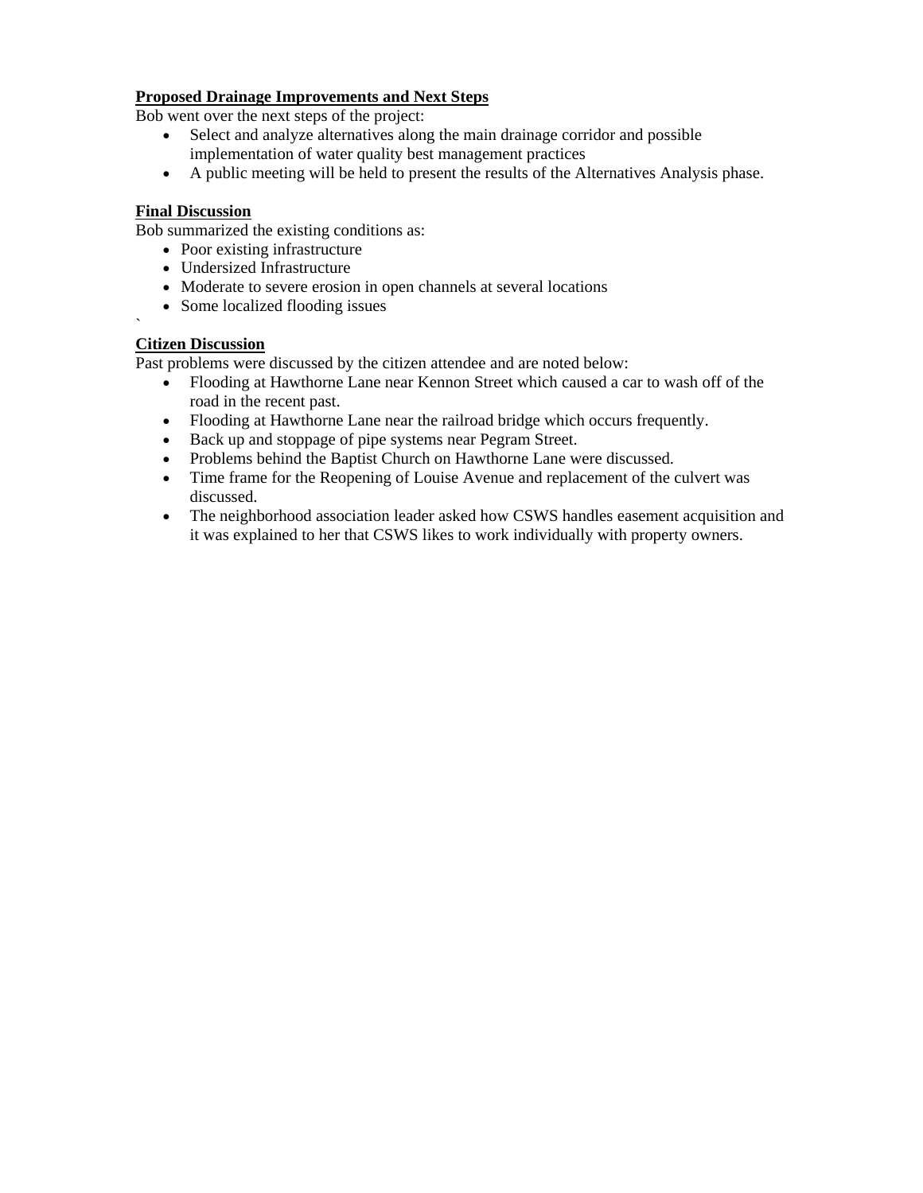**Proposed Drainage Improvements and Next Steps**

Bob went over the next steps of the project:

- Select and analyze alternatives along the main drainage corridor and possible implementation of water quality best management practices
- A public meeting will be held to present the results of the Alternatives Analysis phase.

**Final Discussion**

Bob summarized the existing conditions as:

- Poor existing infrastructure
- Undersized Infrastructure
- Moderate to severe erosion in open channels at several locations
- Some localized flooding issues

`

**Citizen Discussion**

Past problems were discussed by the citizen attendee and are noted below:

- Flooding at Hawthorne Lane near Kennon Street which caused a car to wash off of the road in the recent past.
- Flooding at Hawthorne Lane near the railroad bridge which occurs frequently.
- Back up and stoppage of pipe systems near Pegram Street.
- Problems behind the Baptist Church on Hawthorne Lane were discussed.
- Time frame for the Reopening of Louise Avenue and replacement of the culvert was discussed.
- The neighborhood association leader asked how CSWS handles easement acquisition and it was explained to her that CSWS likes to work individually with property owners.